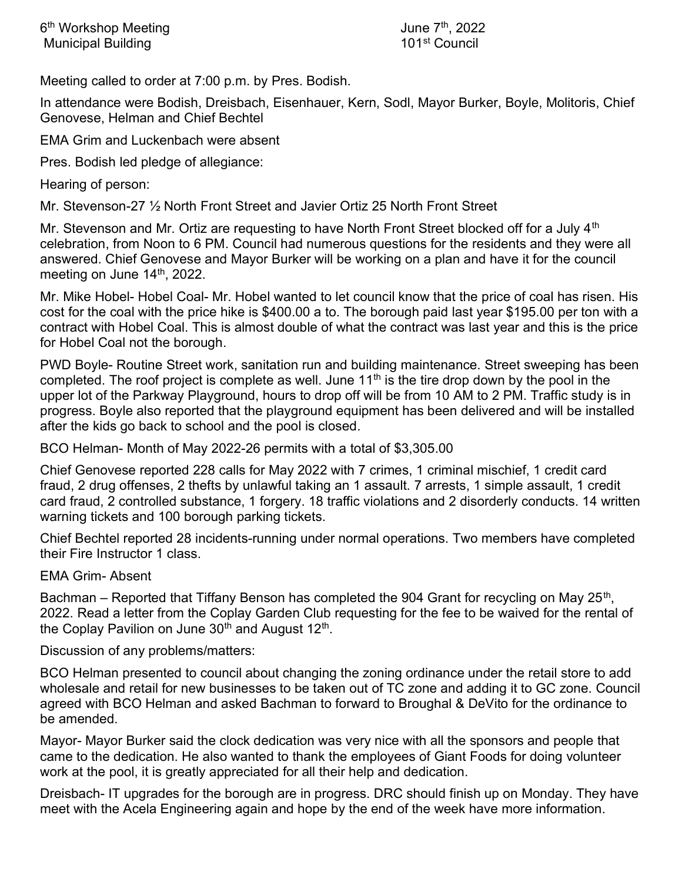6th Workshop Meeting June 7th, 2022
Municipal Building 101st Council

Meeting called to order at 7:00 p.m. by Pres. Bodish.

In attendance were Bodish, Dreisbach, Eisenhauer, Kern, Sodl, Mayor Burker, Boyle, Molitoris, Chief Genovese, Helman and Chief Bechtel

EMA Grim and Luckenbach were absent

Pres. Bodish led pledge of allegiance:

Hearing of person:

Mr. Stevenson-27 ½ North Front Street and Javier Ortiz 25 North Front Street

Mr. Stevenson and Mr. Ortiz are requesting to have North Front Street blocked off for a July 4th celebration, from Noon to 6 PM. Council had numerous questions for the residents and they were all answered. Chief Genovese and Mayor Burker will be working on a plan and have it for the council meeting on June 14th, 2022.

Mr. Mike Hobel- Hobel Coal- Mr. Hobel wanted to let council know that the price of coal has risen. His cost for the coal with the price hike is $400.00 a to. The borough paid last year $195.00 per ton with a contract with Hobel Coal. This is almost double of what the contract was last year and this is the price for Hobel Coal not the borough.

PWD Boyle- Routine Street work, sanitation run and building maintenance. Street sweeping has been completed. The roof project is complete as well. June 11th is the tire drop down by the pool in the upper lot of the Parkway Playground, hours to drop off will be from 10 AM to 2 PM. Traffic study is in progress. Boyle also reported that the playground equipment has been delivered and will be installed after the kids go back to school and the pool is closed.

BCO Helman- Month of May 2022-26 permits with a total of $3,305.00

Chief Genovese reported 228 calls for May 2022 with 7 crimes, 1 criminal mischief, 1 credit card fraud, 2 drug offenses, 2 thefts by unlawful taking an 1 assault. 7 arrests, 1 simple assault, 1 credit card fraud, 2 controlled substance, 1 forgery. 18 traffic violations and 2 disorderly conducts. 14 written warning tickets and 100 borough parking tickets.

Chief Bechtel reported 28 incidents-running under normal operations. Two members have completed their Fire Instructor 1 class.

EMA Grim- Absent

Bachman – Reported that Tiffany Benson has completed the 904 Grant for recycling on May 25th, 2022. Read a letter from the Coplay Garden Club requesting for the fee to be waived for the rental of the Coplay Pavilion on June 30th and August 12th.

Discussion of any problems/matters:

BCO Helman presented to council about changing the zoning ordinance under the retail store to add wholesale and retail for new businesses to be taken out of TC zone and adding it to GC zone. Council agreed with BCO Helman and asked Bachman to forward to Broughal & DeVito for the ordinance to be amended.

Mayor- Mayor Burker said the clock dedication was very nice with all the sponsors and people that came to the dedication. He also wanted to thank the employees of Giant Foods for doing volunteer work at the pool, it is greatly appreciated for all their help and dedication.

Dreisbach- IT upgrades for the borough are in progress. DRC should finish up on Monday. They have meet with the Acela Engineering again and hope by the end of the week have more information.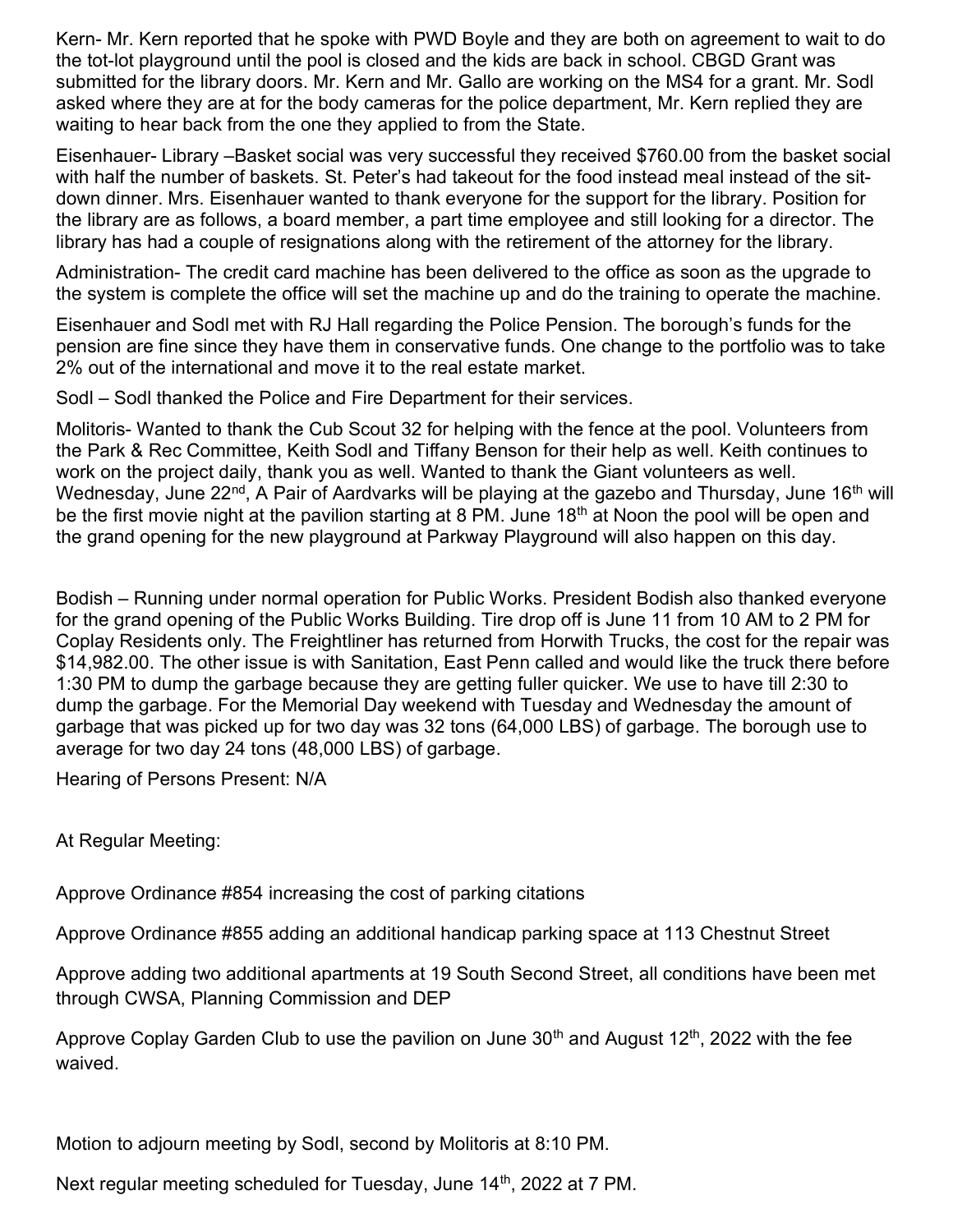Kern- Mr. Kern reported that he spoke with PWD Boyle and they are both on agreement to wait to do the tot-lot playground until the pool is closed and the kids are back in school. CBGD Grant was submitted for the library doors. Mr. Kern and Mr. Gallo are working on the MS4 for a grant. Mr. Sodl asked where they are at for the body cameras for the police department, Mr. Kern replied they are waiting to hear back from the one they applied to from the State.

Eisenhauer- Library –Basket social was very successful they received $760.00 from the basket social with half the number of baskets. St. Peter's had takeout for the food instead meal instead of the sit-down dinner. Mrs. Eisenhauer wanted to thank everyone for the support for the library. Position for the library are as follows, a board member, a part time employee and still looking for a director. The library has had a couple of resignations along with the retirement of the attorney for the library.

Administration- The credit card machine has been delivered to the office as soon as the upgrade to the system is complete the office will set the machine up and do the training to operate the machine.

Eisenhauer and Sodl met with RJ Hall regarding the Police Pension. The borough's funds for the pension are fine since they have them in conservative funds. One change to the portfolio was to take 2% out of the international and move it to the real estate market.

Sodl – Sodl thanked the Police and Fire Department for their services.

Molitoris- Wanted to thank the Cub Scout 32 for helping with the fence at the pool. Volunteers from the Park & Rec Committee, Keith Sodl and Tiffany Benson for their help as well. Keith continues to work on the project daily, thank you as well. Wanted to thank the Giant volunteers as well. Wednesday, June 22nd, A Pair of Aardvarks will be playing at the gazebo and Thursday, June 16th will be the first movie night at the pavilion starting at 8 PM. June 18th at Noon the pool will be open and the grand opening for the new playground at Parkway Playground will also happen on this day.

Bodish – Running under normal operation for Public Works. President Bodish also thanked everyone for the grand opening of the Public Works Building. Tire drop off is June 11 from 10 AM to 2 PM for Coplay Residents only. The Freightliner has returned from Horwith Trucks, the cost for the repair was $14,982.00. The other issue is with Sanitation, East Penn called and would like the truck there before 1:30 PM to dump the garbage because they are getting fuller quicker. We use to have till 2:30 to dump the garbage. For the Memorial Day weekend with Tuesday and Wednesday the amount of garbage that was picked up for two day was 32 tons (64,000 LBS) of garbage. The borough use to average for two day 24 tons (48,000 LBS) of garbage.

Hearing of Persons Present: N/A

At Regular Meeting:

Approve Ordinance #854 increasing the cost of parking citations

Approve Ordinance #855 adding an additional handicap parking space at 113 Chestnut Street

Approve adding two additional apartments at 19 South Second Street, all conditions have been met through CWSA, Planning Commission and DEP

Approve Coplay Garden Club to use the pavilion on June 30th and August 12th, 2022 with the fee waived.

Motion to adjourn meeting by Sodl, second by Molitoris at 8:10 PM.

Next regular meeting scheduled for Tuesday, June 14th, 2022 at 7 PM.